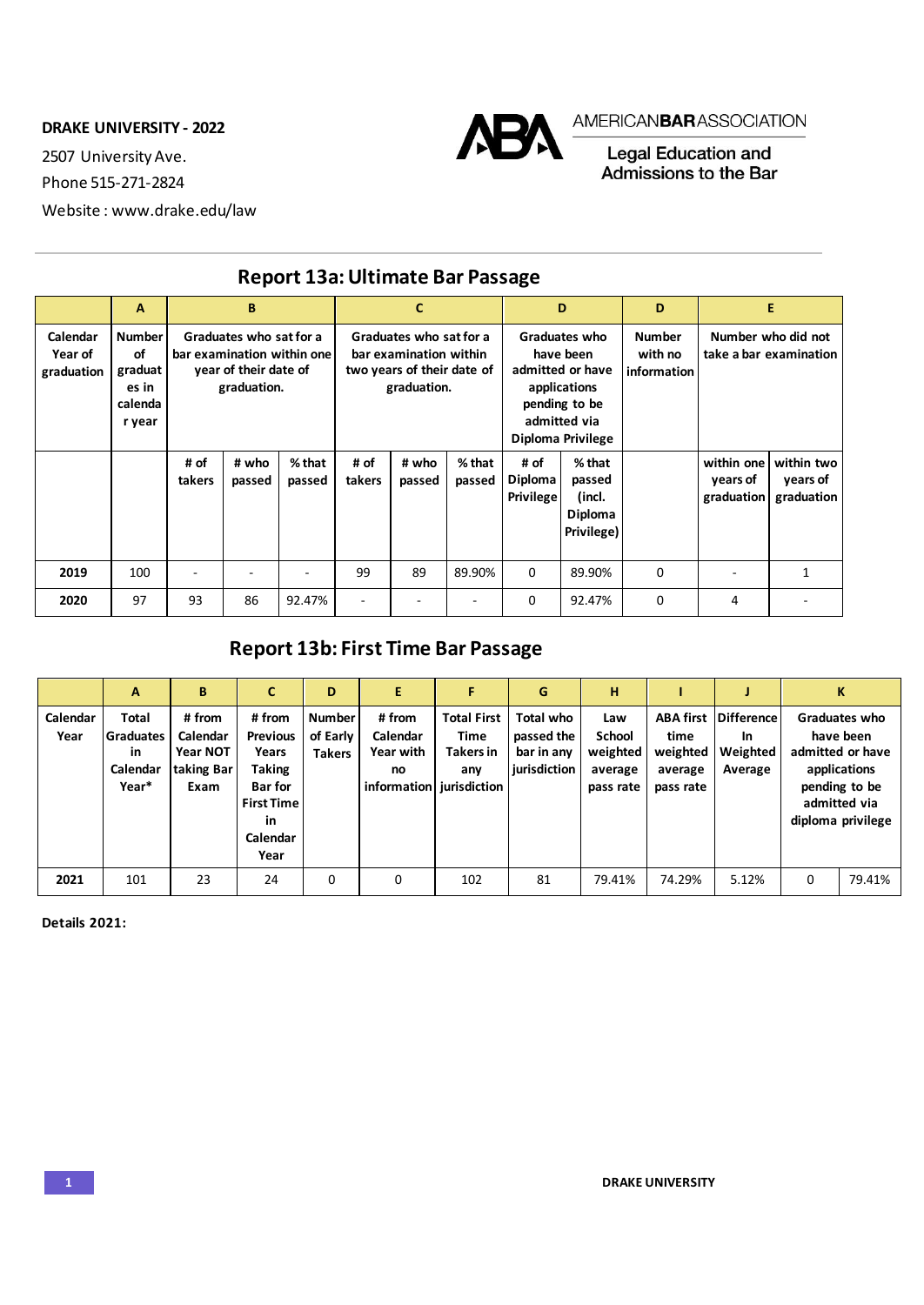**DRAKE UNIVERSITY - 2022**

2507 University Ave.

Phone 515-271-2824

Website : www.drake.edu/law

AMERICANBARASSOCIATION

Legal Education and Admissions to the Bar

## Report 13a: Ultimate Bar Passage

| | A | B | | | C | | | D | | D | E | |
|---|---|---|---|---|---|---|---|---|---|---|---|---|
| Calendar Year of graduation | Number of graduates in calendar year | Graduates who sat for a bar examination within one year of their date of graduation. | | | Graduates who sat for a bar examination within two years of their date of graduation. | | | Graduates who have been admitted or have applications pending to be admitted via Diploma Privilege | | Number with no information | Number who did not take a bar examination | |
| | | # of takers | # who passed | % that passed | # of takers | # who passed | % that passed | # of Diploma Privilege | % that passed (incl. Diploma Privilege) | | within one years of graduation | within two years of graduation |
| **2019** | 100 | - | - | - | 99 | 89 | 89.90% | 0 | 89.90% | 0 | - | 1 |
| **2020** | 97 | 93 | 86 | 92.47% | - | - | - | 0 | 92.47% | 0 | 4 | - |

## Report 13b: First Time Bar Passage

| | A | B | C | D | E | F | G | H | I | J | K | |
|---|---|---|---|---|---|---|---|---|---|---|---|---|
| Calendar Year | Total Graduates in Calendar Year* | # from Calendar Year NOT taking Bar Exam | # from Previous Years Taking Bar for First Time in Calendar Year | Number of Early Takers | # from Calendar Year with no information | Total First Time Takers in any jurisdiction | Total who passed the bar in any jurisdiction | Law School weighted average pass rate | ABA first time weighted average pass rate | Difference In Weighted Average | Graduates who have been admitted or have applications pending to be admitted via diploma privilege | |
| **2021** | 101 | 23 | 24 | 0 | 0 | 102 | 81 | 79.41% | 74.29% | 5.12% | 0 | 79.41% |

**Details 2021:**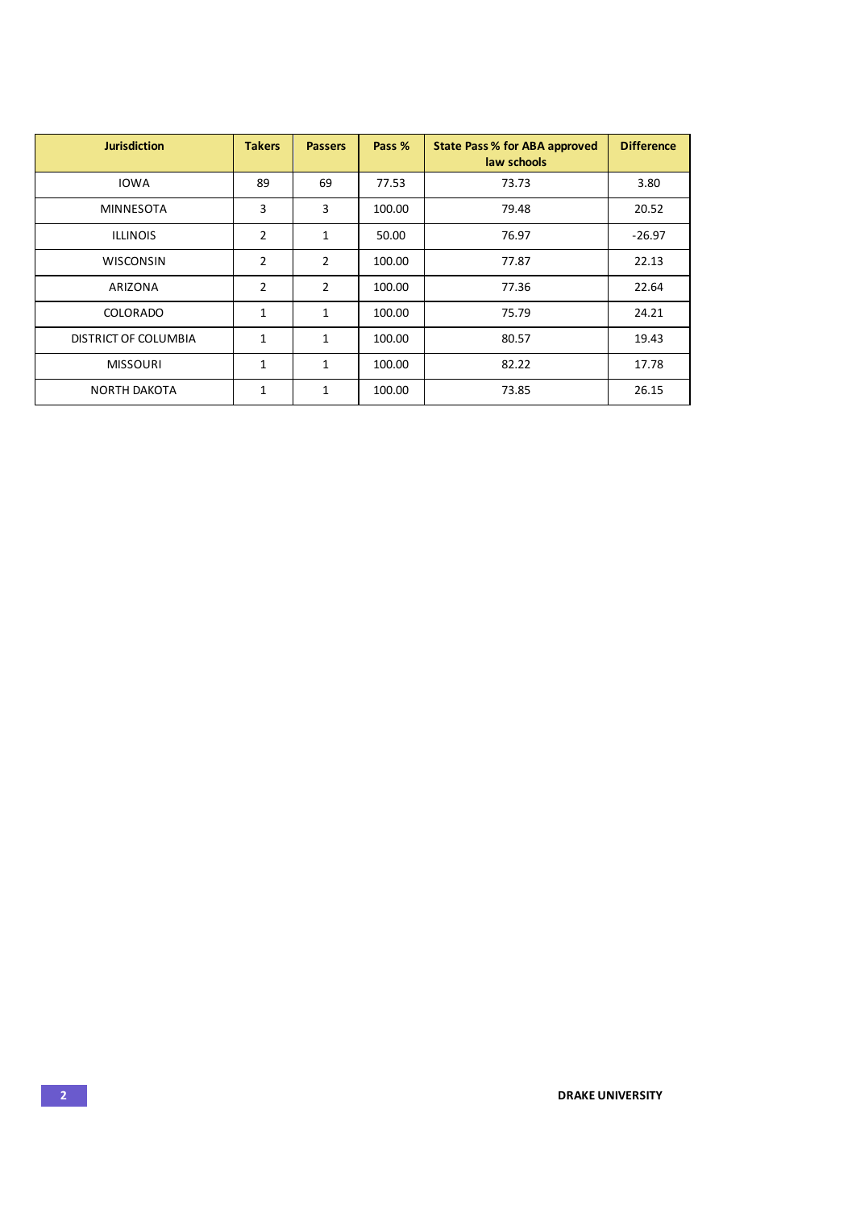| Jurisdiction | Takers | Passers | Pass % | State Pass % for ABA approved law schools | Difference |
|---|---|---|---|---|---|
| IOWA | 89 | 69 | 77.53 | 73.73 | 3.80 |
| MINNESOTA | 3 | 3 | 100.00 | 79.48 | 20.52 |
| ILLINOIS | 2 | 1 | 50.00 | 76.97 | -26.97 |
| WISCONSIN | 2 | 2 | 100.00 | 77.87 | 22.13 |
| ARIZONA | 2 | 2 | 100.00 | 77.36 | 22.64 |
| COLORADO | 1 | 1 | 100.00 | 75.79 | 24.21 |
| DISTRICT OF COLUMBIA | 1 | 1 | 100.00 | 80.57 | 19.43 |
| MISSOURI | 1 | 1 | 100.00 | 82.22 | 17.78 |
| NORTH DAKOTA | 1 | 1 | 100.00 | 73.85 | 26.15 |